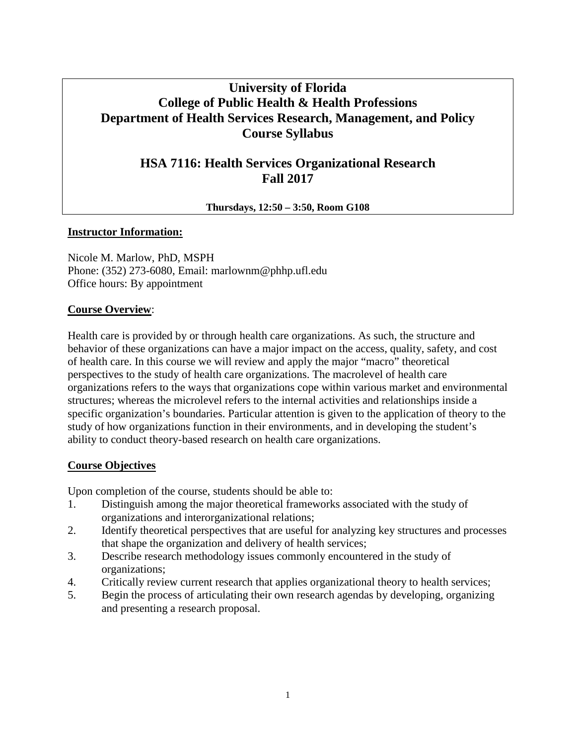# University of Florida
# College of Public Health & Health Professions
# Department of Health Services Research, Management, and Policy
# Course Syllabus

## HSA 7116: Health Services Organizational Research
## Fall 2017

**Thursdays, 12:50 – 3:50, Room G108**

**Instructor Information:**

Nicole M. Marlow, PhD, MSPH
Phone: (352) 273-6080, Email: marlownm@phhp.ufl.edu
Office hours: By appointment

**Course Overview**:

Health care is provided by or through health care organizations. As such, the structure and behavior of these organizations can have a major impact on the access, quality, safety, and cost of health care. In this course we will review and apply the major "macro" theoretical perspectives to the study of health care organizations. The macrolevel of health care organizations refers to the ways that organizations cope within various market and environmental structures; whereas the microlevel refers to the internal activities and relationships inside a specific organization's boundaries. Particular attention is given to the application of theory to the study of how organizations function in their environments, and in developing the student's ability to conduct theory-based research on health care organizations.

**Course Objectives**

Upon completion of the course, students should be able to:

1. Distinguish among the major theoretical frameworks associated with the study of organizations and interorganizational relations;
2. Identify theoretical perspectives that are useful for analyzing key structures and processes that shape the organization and delivery of health services;
3. Describe research methodology issues commonly encountered in the study of organizations;
4. Critically review current research that applies organizational theory to health services;
5. Begin the process of articulating their own research agendas by developing, organizing and presenting a research proposal.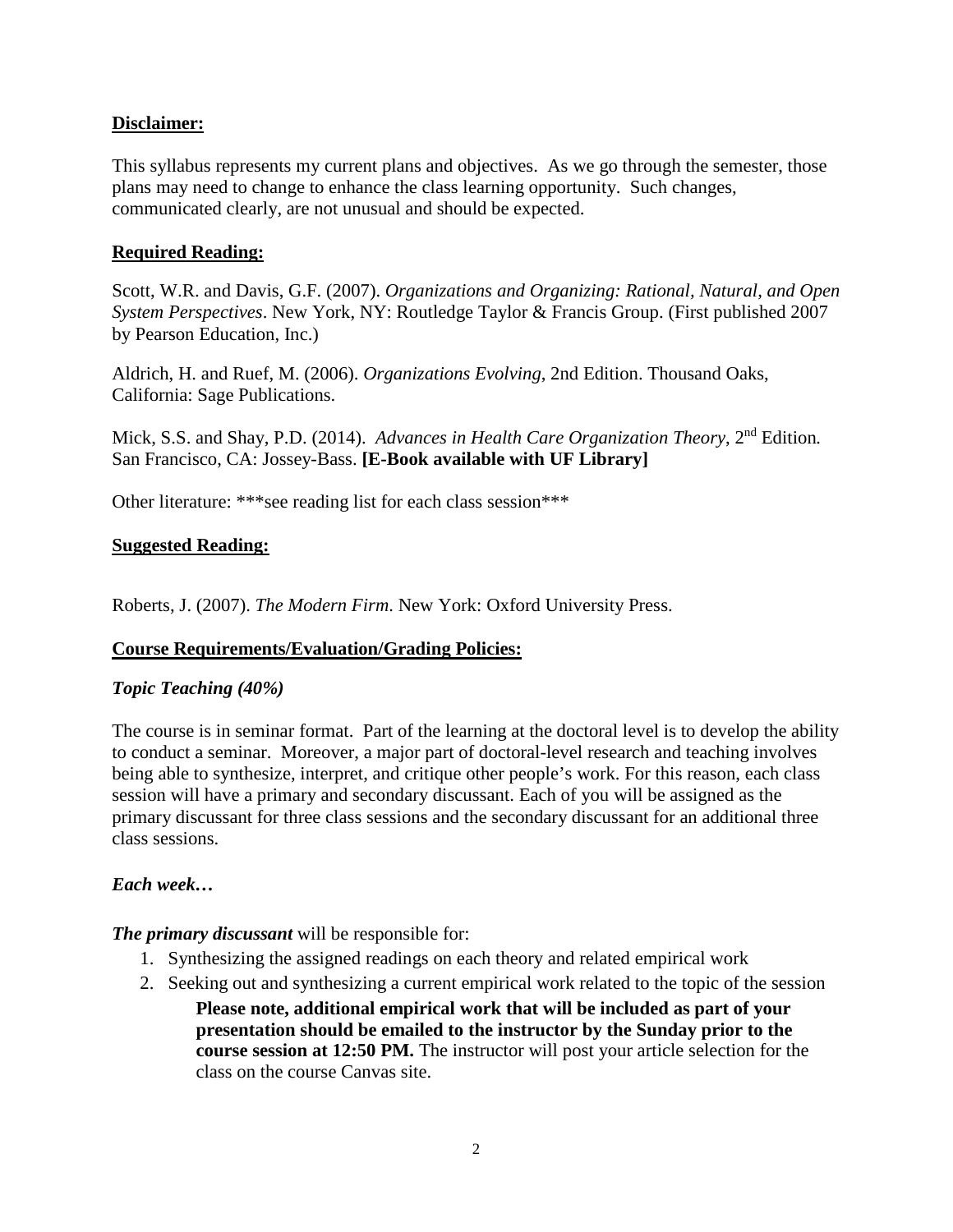**Disclaimer:**

This syllabus represents my current plans and objectives. As we go through the semester, those plans may need to change to enhance the class learning opportunity. Such changes, communicated clearly, are not unusual and should be expected.

**Required Reading:**

Scott, W.R. and Davis, G.F. (2007). *Organizations and Organizing: Rational, Natural, and Open System Perspectives*. New York, NY: Routledge Taylor & Francis Group. (First published 2007 by Pearson Education, Inc.)

Aldrich, H. and Ruef, M. (2006). *Organizations Evolving*, 2nd Edition. Thousand Oaks, California: Sage Publications.

Mick, S.S. and Shay, P.D. (2014). *Advances in Health Care Organization Theory*, 2nd Edition. San Francisco, CA: Jossey-Bass. **[E-Book available with UF Library]**

Other literature: ***see reading list for each class session***

**Suggested Reading:**

Roberts, J. (2007). *The Modern Firm*. New York: Oxford University Press.

**Course Requirements/Evaluation/Grading Policies:**

***Topic Teaching (40%)***

The course is in seminar format. Part of the learning at the doctoral level is to develop the ability to conduct a seminar. Moreover, a major part of doctoral-level research and teaching involves being able to synthesize, interpret, and critique other people's work. For this reason, each class session will have a primary and secondary discussant. Each of you will be assigned as the primary discussant for three class sessions and the secondary discussant for an additional three class sessions.

***Each week…***

***The primary discussant*** will be responsible for:

1. Synthesizing the assigned readings on each theory and related empirical work
2. Seeking out and synthesizing a current empirical work related to the topic of the session

   **Please note, additional empirical work that will be included as part of your presentation should be emailed to the instructor by the Sunday prior to the course session at 12:50 PM.** The instructor will post your article selection for the class on the course Canvas site.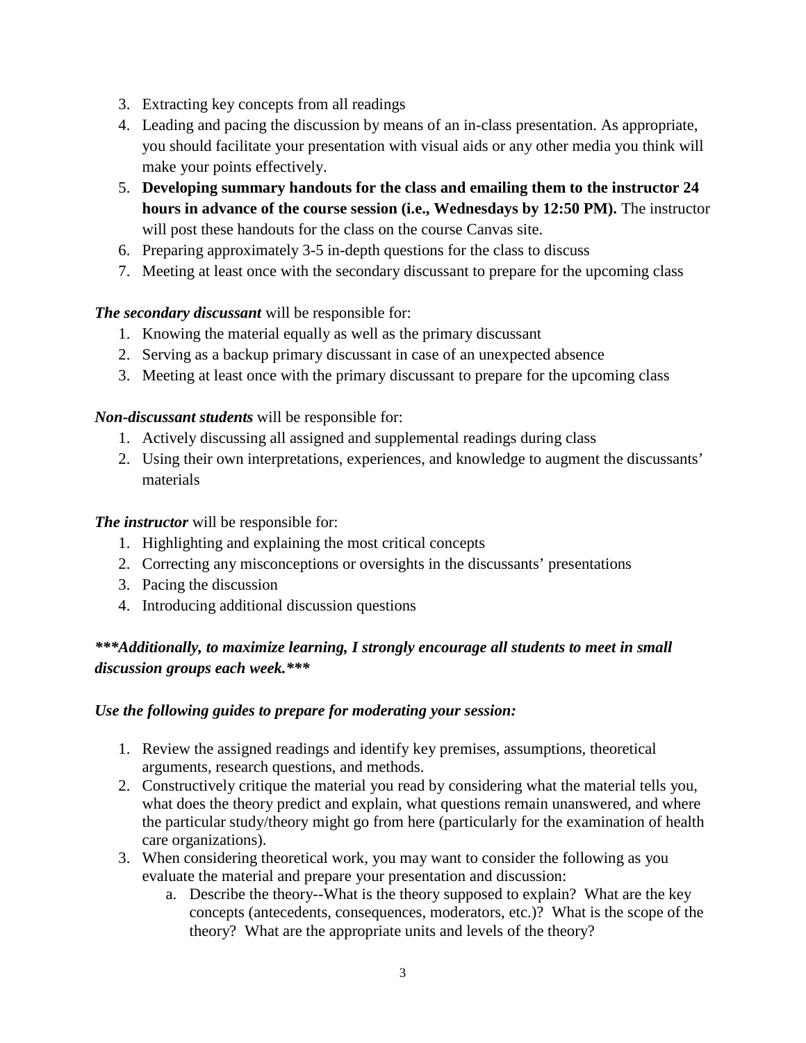3. Extracting key concepts from all readings
4. Leading and pacing the discussion by means of an in-class presentation. As appropriate, you should facilitate your presentation with visual aids or any other media you think will make your points effectively.
5. **Developing summary handouts for the class and emailing them to the instructor 24 hours in advance of the course session (i.e., Wednesdays by 12:50 PM).** The instructor will post these handouts for the class on the course Canvas site.
6. Preparing approximately 3-5 in-depth questions for the class to discuss
7. Meeting at least once with the secondary discussant to prepare for the upcoming class

***The secondary discussant*** will be responsible for:

1. Knowing the material equally as well as the primary discussant
2. Serving as a backup primary discussant in case of an unexpected absence
3. Meeting at least once with the primary discussant to prepare for the upcoming class

***Non-discussant students*** will be responsible for:

1. Actively discussing all assigned and supplemental readings during class
2. Using their own interpretations, experiences, and knowledge to augment the discussants' materials

***The instructor*** will be responsible for:

1. Highlighting and explaining the most critical concepts
2. Correcting any misconceptions or oversights in the discussants' presentations
3. Pacing the discussion
4. Introducing additional discussion questions

***\*\*\*Additionally, to maximize learning, I strongly encourage all students to meet in small discussion groups each week.\*\*\****

***Use the following guides to prepare for moderating your session:***

1. Review the assigned readings and identify key premises, assumptions, theoretical arguments, research questions, and methods.
2. Constructively critique the material you read by considering what the material tells you, what does the theory predict and explain, what questions remain unanswered, and where the particular study/theory might go from here (particularly for the examination of health care organizations).
3. When considering theoretical work, you may want to consider the following as you evaluate the material and prepare your presentation and discussion:
    a. Describe the theory--What is the theory supposed to explain? What are the key concepts (antecedents, consequences, moderators, etc.)? What is the scope of the theory? What are the appropriate units and levels of the theory?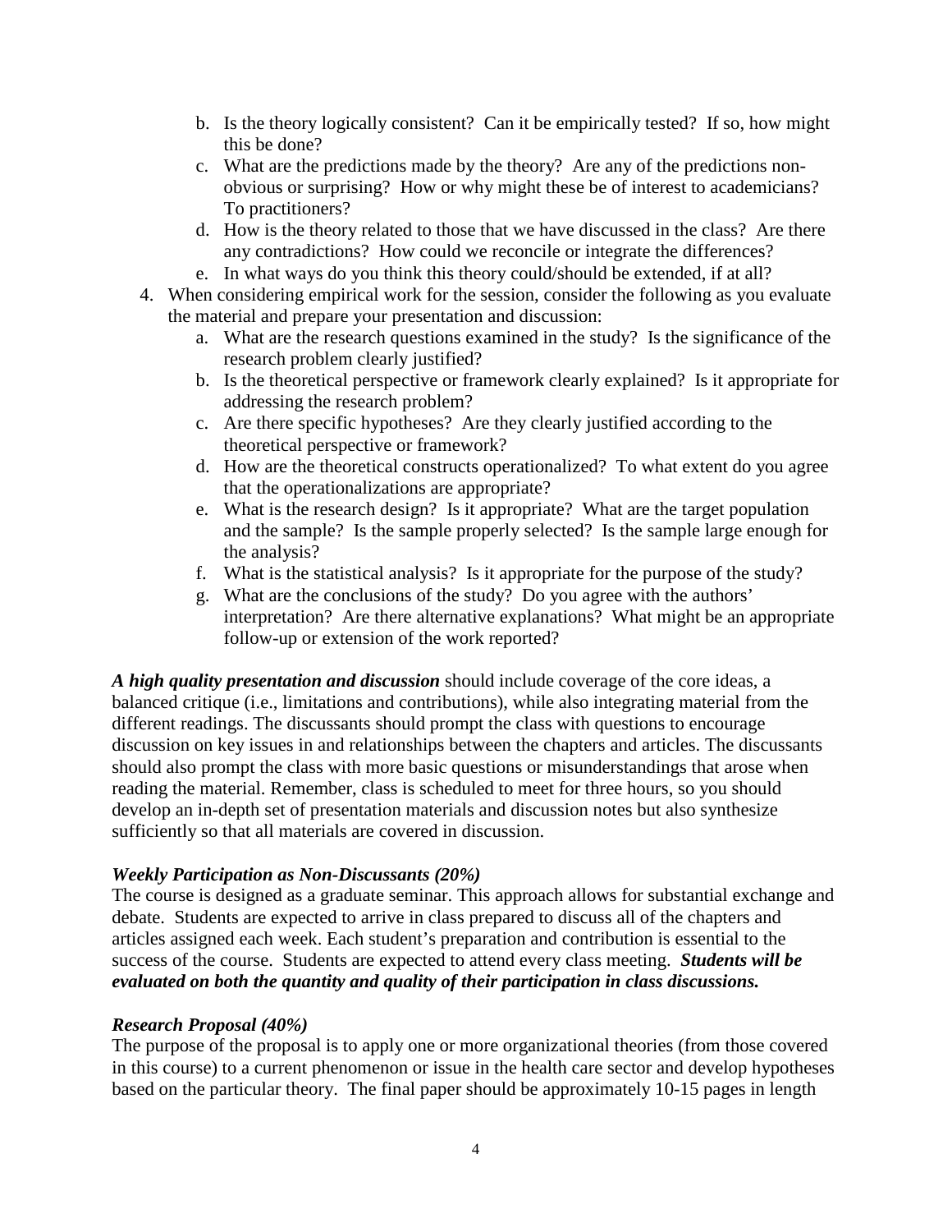b. Is the theory logically consistent? Can it be empirically tested? If so, how might this be done?
   c. What are the predictions made by the theory? Are any of the predictions non-obvious or surprising? How or why might these be of interest to academicians? To practitioners?
   d. How is the theory related to those that we have discussed in the class? Are there any contradictions? How could we reconcile or integrate the differences?
   e. In what ways do you think this theory could/should be extended, if at all?

4. When considering empirical work for the session, consider the following as you evaluate the material and prepare your presentation and discussion:
   a. What are the research questions examined in the study? Is the significance of the research problem clearly justified?
   b. Is the theoretical perspective or framework clearly explained? Is it appropriate for addressing the research problem?
   c. Are there specific hypotheses? Are they clearly justified according to the theoretical perspective or framework?
   d. How are the theoretical constructs operationalized? To what extent do you agree that the operationalizations are appropriate?
   e. What is the research design? Is it appropriate? What are the target population and the sample? Is the sample properly selected? Is the sample large enough for the analysis?
   f. What is the statistical analysis? Is it appropriate for the purpose of the study?
   g. What are the conclusions of the study? Do you agree with the authors' interpretation? Are there alternative explanations? What might be an appropriate follow-up or extension of the work reported?

***A high quality presentation and discussion*** should include coverage of the core ideas, a balanced critique (i.e., limitations and contributions), while also integrating material from the different readings. The discussants should prompt the class with questions to encourage discussion on key issues in and relationships between the chapters and articles. The discussants should also prompt the class with more basic questions or misunderstandings that arose when reading the material. Remember, class is scheduled to meet for three hours, so you should develop an in-depth set of presentation materials and discussion notes but also synthesize sufficiently so that all materials are covered in discussion.

***Weekly Participation as Non-Discussants (20%)***

The course is designed as a graduate seminar. This approach allows for substantial exchange and debate. Students are expected to arrive in class prepared to discuss all of the chapters and articles assigned each week. Each student's preparation and contribution is essential to the success of the course. Students are expected to attend every class meeting. ***Students will be evaluated on both the quantity and quality of their participation in class discussions.***

***Research Proposal (40%)***

The purpose of the proposal is to apply one or more organizational theories (from those covered in this course) to a current phenomenon or issue in the health care sector and develop hypotheses based on the particular theory. The final paper should be approximately 10-15 pages in length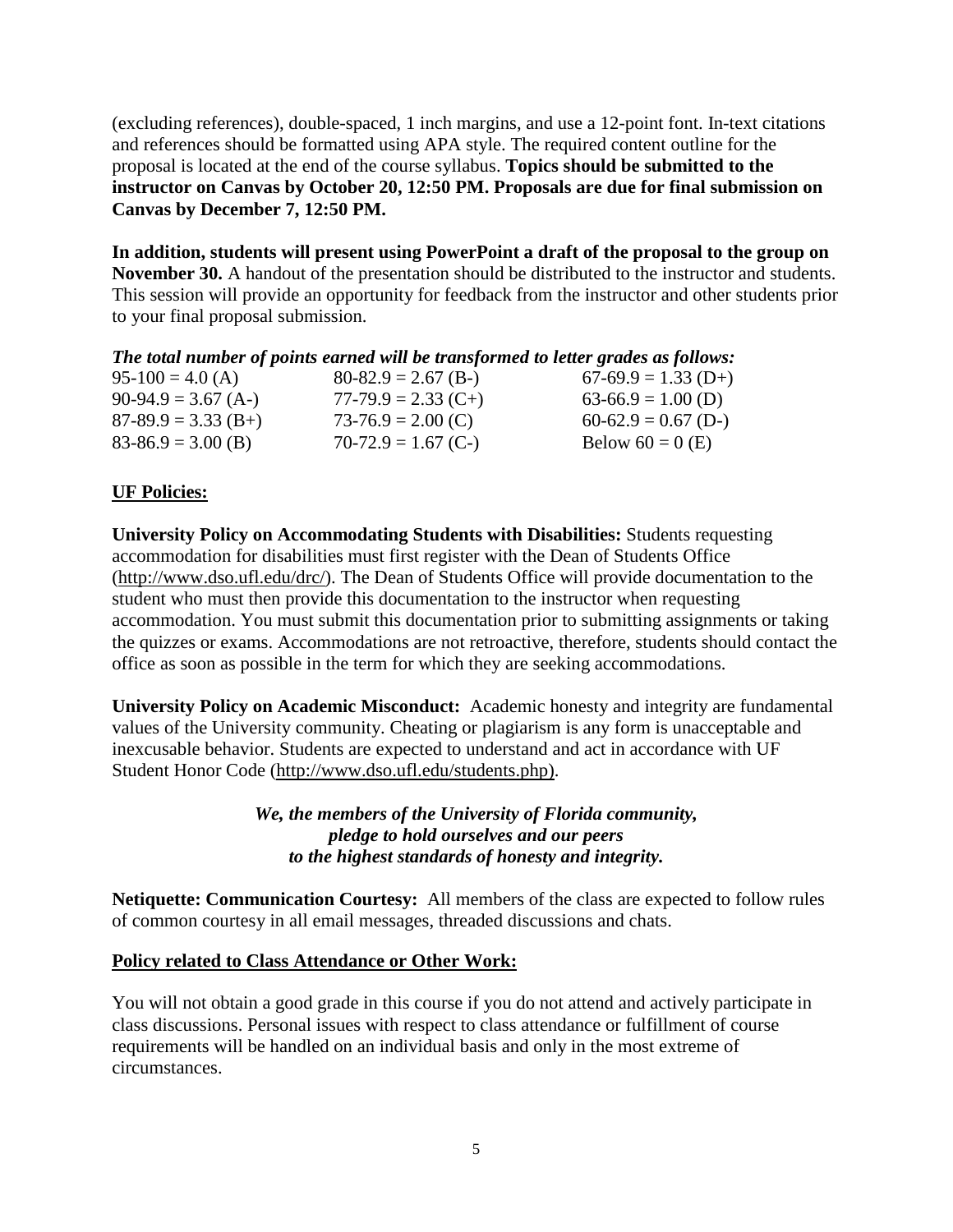(excluding references), double-spaced, 1 inch margins, and use a 12-point font. In-text citations and references should be formatted using APA style. The required content outline for the proposal is located at the end of the course syllabus. **Topics should be submitted to the instructor on Canvas by October 20, 12:50 PM. Proposals are due for final submission on Canvas by December 7, 12:50 PM.**

**In addition, students will present using PowerPoint a draft of the proposal to the group on November 30.** A handout of the presentation should be distributed to the instructor and students. This session will provide an opportunity for feedback from the instructor and other students prior to your final proposal submission.

***The total number of points earned will be transformed to letter grades as follows:***

| | | |
|---|---|---|
| 95-100 = 4.0 (A) | 80-82.9 = 2.67 (B-) | 67-69.9 = 1.33 (D+) |
| 90-94.9 = 3.67 (A-) | 77-79.9 = 2.33 (C+) | 63-66.9 = 1.00 (D) |
| 87-89.9 = 3.33 (B+) | 73-76.9 = 2.00 (C) | 60-62.9 = 0.67 (D-) |
| 83-86.9 = 3.00 (B) | 70-72.9 = 1.67 (C-) | Below 60 = 0 (E) |

## UF Policies:

**University Policy on Accommodating Students with Disabilities:** Students requesting accommodation for disabilities must first register with the Dean of Students Office (http://www.dso.ufl.edu/drc/). The Dean of Students Office will provide documentation to the student who must then provide this documentation to the instructor when requesting accommodation. You must submit this documentation prior to submitting assignments or taking the quizzes or exams. Accommodations are not retroactive, therefore, students should contact the office as soon as possible in the term for which they are seeking accommodations.

**University Policy on Academic Misconduct:** Academic honesty and integrity are fundamental values of the University community. Cheating or plagiarism is any form is unacceptable and inexcusable behavior. Students are expected to understand and act in accordance with UF Student Honor Code (http://www.dso.ufl.edu/students.php).

***We, the members of the University of Florida community,***
***pledge to hold ourselves and our peers***
***to the highest standards of honesty and integrity.***

**Netiquette: Communication Courtesy:** All members of the class are expected to follow rules of common courtesy in all email messages, threaded discussions and chats.

## Policy related to Class Attendance or Other Work:

You will not obtain a good grade in this course if you do not attend and actively participate in class discussions. Personal issues with respect to class attendance or fulfillment of course requirements will be handled on an individual basis and only in the most extreme of circumstances.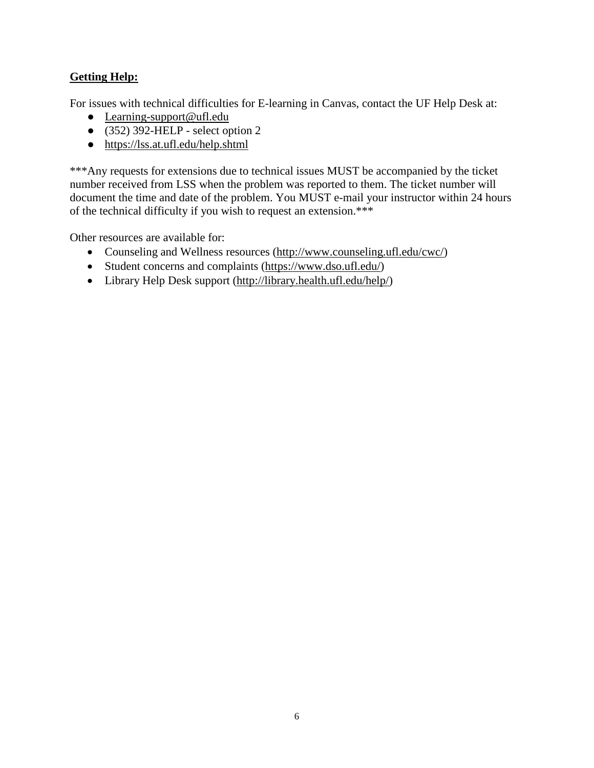**Getting Help:**

For issues with technical difficulties for E-learning in Canvas, contact the UF Help Desk at:

- Learning-support@ufl.edu
- (352) 392-HELP - select option 2
- https://lss.at.ufl.edu/help.shtml

***Any requests for extensions due to technical issues MUST be accompanied by the ticket number received from LSS when the problem was reported to them. The ticket number will document the time and date of the problem. You MUST e-mail your instructor within 24 hours of the technical difficulty if you wish to request an extension.***

Other resources are available for:

- Counseling and Wellness resources (http://www.counseling.ufl.edu/cwc/)
- Student concerns and complaints (https://www.dso.ufl.edu/)
- Library Help Desk support (http://library.health.ufl.edu/help/)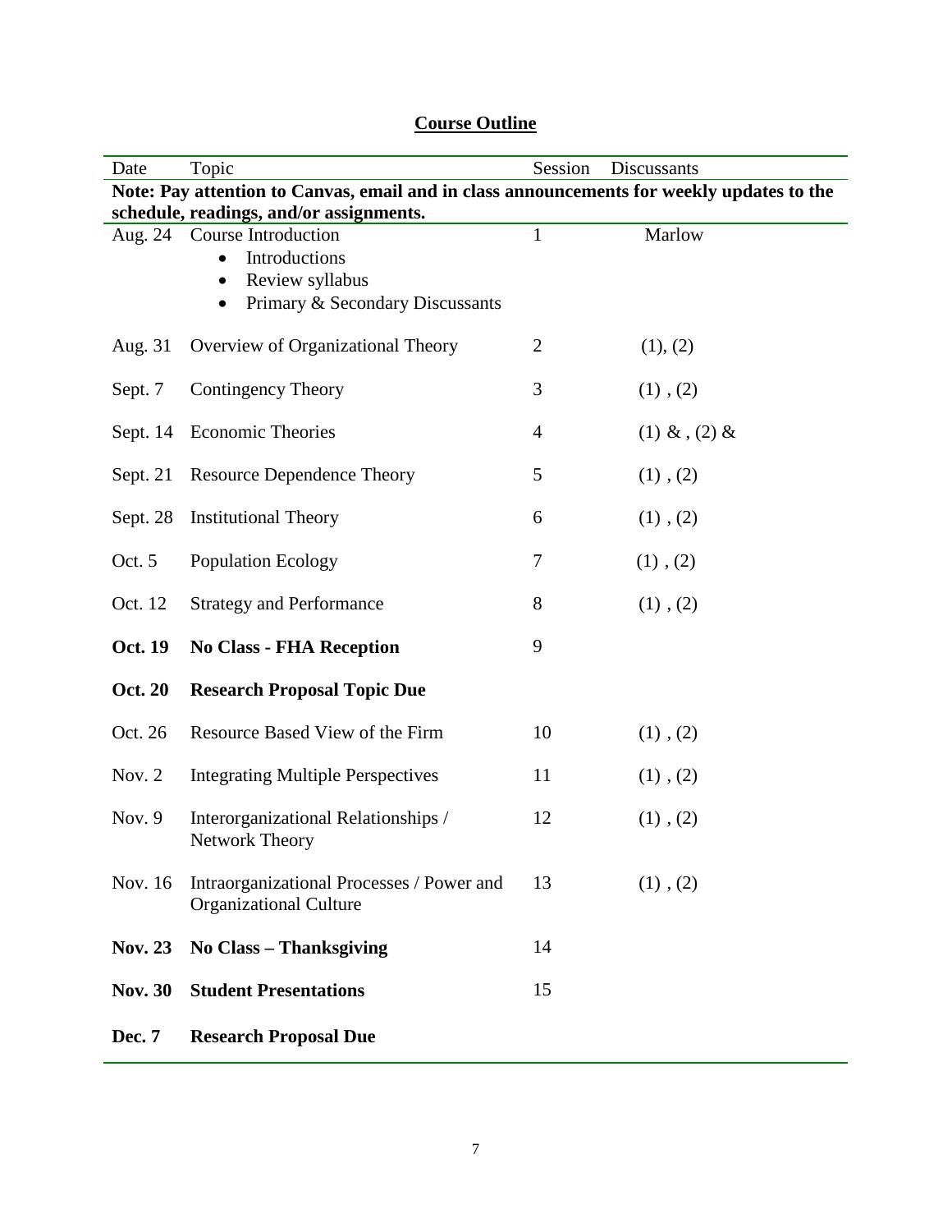## Course Outline

| Date | Topic | Session | Discussants |
|---|---|---|---|
| **Note: Pay attention to Canvas, email and in class announcements for weekly updates to the schedule, readings, and/or assignments.** | | | |
| Aug. 24 | Course Introduction<br>• Introductions<br>• Review syllabus<br>• Primary & Secondary Discussants | 1 | Marlow |
| Aug. 31 | Overview of Organizational Theory | 2 | (1), (2) |
| Sept. 7 | Contingency Theory | 3 | (1) , (2) |
| Sept. 14 | Economic Theories | 4 | (1) & , (2) & |
| Sept. 21 | Resource Dependence Theory | 5 | (1) , (2) |
| Sept. 28 | Institutional Theory | 6 | (1) , (2) |
| Oct. 5 | Population Ecology | 7 | (1) , (2) |
| Oct. 12 | Strategy and Performance | 8 | (1) , (2) |
| **Oct. 19** | **No Class - FHA Reception** | 9 | |
| **Oct. 20** | **Research Proposal Topic Due** | | |
| Oct. 26 | Resource Based View of the Firm | 10 | (1) , (2) |
| Nov. 2 | Integrating Multiple Perspectives | 11 | (1) , (2) |
| Nov. 9 | Interorganizational Relationships / Network Theory | 12 | (1) , (2) |
| Nov. 16 | Intraorganizational Processes / Power and Organizational Culture | 13 | (1) , (2) |
| **Nov. 23** | **No Class – Thanksgiving** | 14 | |
| **Nov. 30** | **Student Presentations** | 15 | |
| **Dec. 7** | **Research Proposal Due** | | |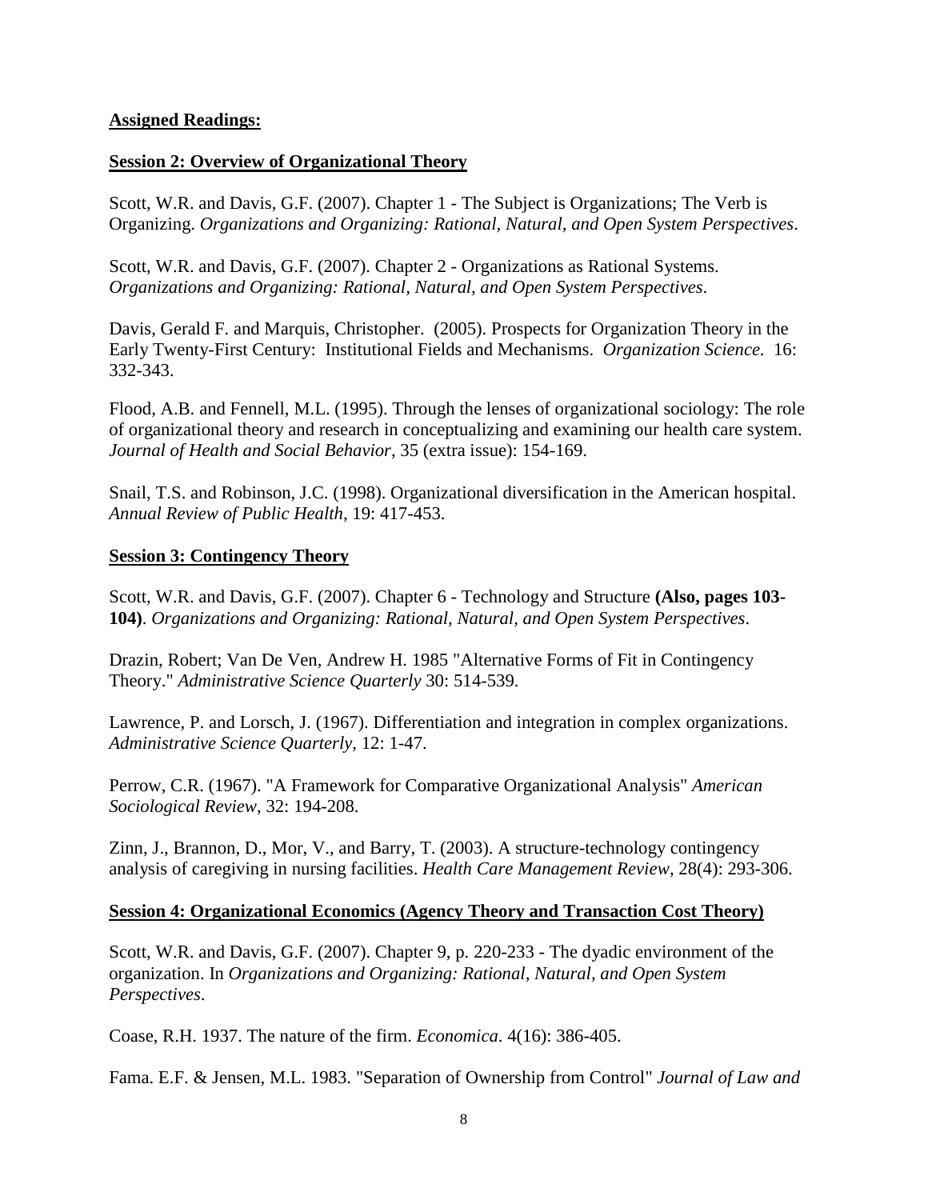**Assigned Readings:**

**Session 2: Overview of Organizational Theory**

Scott, W.R. and Davis, G.F. (2007). Chapter 1 - The Subject is Organizations; The Verb is Organizing. *Organizations and Organizing: Rational, Natural, and Open System Perspectives*.

Scott, W.R. and Davis, G.F. (2007). Chapter 2 - Organizations as Rational Systems. *Organizations and Organizing: Rational, Natural, and Open System Perspectives*.

Davis, Gerald F. and Marquis, Christopher. (2005). Prospects for Organization Theory in the Early Twenty-First Century: Institutional Fields and Mechanisms. *Organization Science*. 16: 332-343.

Flood, A.B. and Fennell, M.L. (1995). Through the lenses of organizational sociology: The role of organizational theory and research in conceptualizing and examining our health care system. *Journal of Health and Social Behavior*, 35 (extra issue): 154-169.

Snail, T.S. and Robinson, J.C. (1998). Organizational diversification in the American hospital. *Annual Review of Public Health*, 19: 417-453.

**Session 3: Contingency Theory**

Scott, W.R. and Davis, G.F. (2007). Chapter 6 - Technology and Structure **(Also, pages 103-104)**. *Organizations and Organizing: Rational, Natural, and Open System Perspectives*.

Drazin, Robert; Van De Ven, Andrew H. 1985 "Alternative Forms of Fit in Contingency Theory." *Administrative Science Quarterly* 30: 514-539.

Lawrence, P. and Lorsch, J. (1967). Differentiation and integration in complex organizations. *Administrative Science Quarterly*, 12: 1-47.

Perrow, C.R. (1967). "A Framework for Comparative Organizational Analysis" *American Sociological Review*, 32: 194-208.

Zinn, J., Brannon, D., Mor, V., and Barry, T. (2003). A structure-technology contingency analysis of caregiving in nursing facilities. *Health Care Management Review*, 28(4): 293-306.

**Session 4: Organizational Economics (Agency Theory and Transaction Cost Theory)**

Scott, W.R. and Davis, G.F. (2007). Chapter 9, p. 220-233 - The dyadic environment of the organization. In *Organizations and Organizing: Rational, Natural, and Open System Perspectives*.

Coase, R.H. 1937. The nature of the firm. *Economica*. 4(16): 386-405.

Fama. E.F. & Jensen, M.L. 1983. "Separation of Ownership from Control" *Journal of Law and*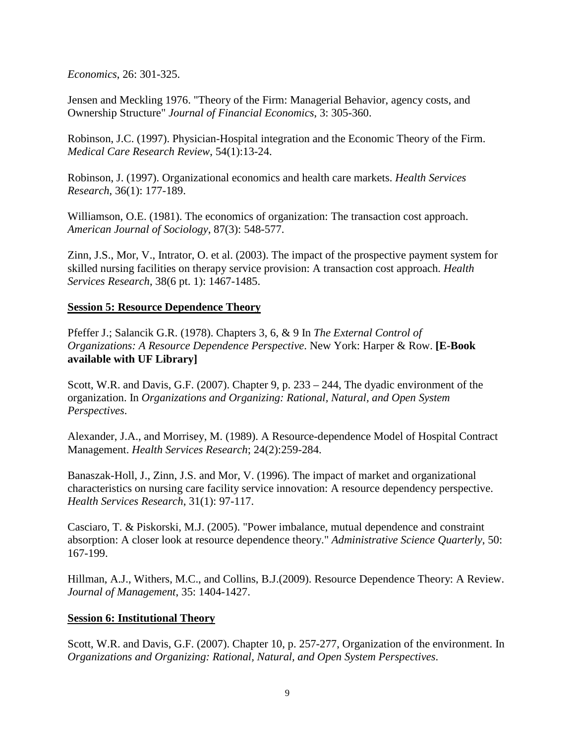*Economics*, 26: 301-325.

Jensen and Meckling 1976. "Theory of the Firm: Managerial Behavior, agency costs, and Ownership Structure" *Journal of Financial Economics*, 3: 305-360.

Robinson, J.C. (1997). Physician-Hospital integration and the Economic Theory of the Firm. *Medical Care Research Review*, 54(1):13-24.

Robinson, J. (1997). Organizational economics and health care markets. *Health Services Research*, 36(1): 177-189.

Williamson, O.E. (1981). The economics of organization: The transaction cost approach. *American Journal of Sociology*, 87(3): 548-577.

Zinn, J.S., Mor, V., Intrator, O. et al. (2003). The impact of the prospective payment system for skilled nursing facilities on therapy service provision: A transaction cost approach. *Health Services Research*, 38(6 pt. 1): 1467-1485.

**Session 5: Resource Dependence Theory**

Pfeffer J.; Salancik G.R. (1978). Chapters 3, 6, & 9 In *The External Control of Organizations: A Resource Dependence Perspective*. New York: Harper & Row. **[E-Book available with UF Library]**

Scott, W.R. and Davis, G.F. (2007). Chapter 9, p. 233 – 244, The dyadic environment of the organization. In *Organizations and Organizing: Rational, Natural, and Open System Perspectives*.

Alexander, J.A., and Morrisey, M. (1989). A Resource-dependence Model of Hospital Contract Management. *Health Services Research*; 24(2):259-284.

Banaszak-Holl, J., Zinn, J.S. and Mor, V. (1996). The impact of market and organizational characteristics on nursing care facility service innovation: A resource dependency perspective. *Health Services Research*, 31(1): 97-117.

Casciaro, T. & Piskorski, M.J. (2005). "Power imbalance, mutual dependence and constraint absorption: A closer look at resource dependence theory." *Administrative Science Quarterly*, 50: 167-199.

Hillman, A.J., Withers, M.C., and Collins, B.J.(2009). Resource Dependence Theory: A Review. *Journal of Management*, 35: 1404-1427.

**Session 6: Institutional Theory**

Scott, W.R. and Davis, G.F. (2007). Chapter 10, p. 257-277, Organization of the environment. In *Organizations and Organizing: Rational, Natural, and Open System Perspectives*.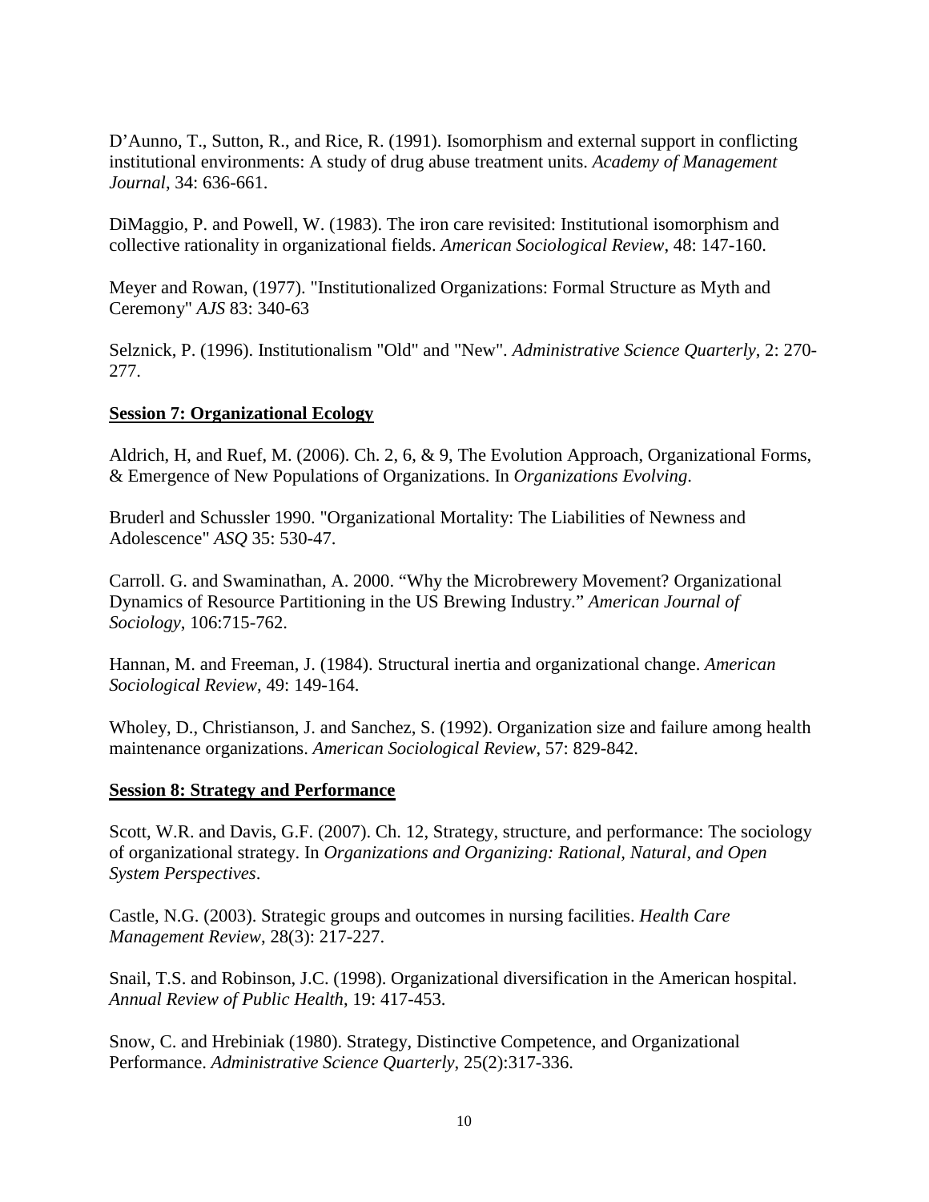D'Aunno, T., Sutton, R., and Rice, R. (1991). Isomorphism and external support in conflicting institutional environments: A study of drug abuse treatment units. *Academy of Management Journal*, 34: 636-661.

DiMaggio, P. and Powell, W. (1983). The iron care revisited: Institutional isomorphism and collective rationality in organizational fields. *American Sociological Review*, 48: 147-160.

Meyer and Rowan, (1977). "Institutionalized Organizations: Formal Structure as Myth and Ceremony" *AJS* 83: 340-63

Selznick, P. (1996). Institutionalism "Old" and "New". *Administrative Science Quarterly*, 2: 270-277.

**Session 7: Organizational Ecology**

Aldrich, H, and Ruef, M. (2006). Ch. 2, 6, & 9, The Evolution Approach, Organizational Forms, & Emergence of New Populations of Organizations. In *Organizations Evolving*.

Bruderl and Schussler 1990. "Organizational Mortality: The Liabilities of Newness and Adolescence" *ASQ* 35: 530-47.

Carroll. G. and Swaminathan, A. 2000. "Why the Microbrewery Movement? Organizational Dynamics of Resource Partitioning in the US Brewing Industry." *American Journal of Sociology*, 106:715-762.

Hannan, M. and Freeman, J. (1984). Structural inertia and organizational change. *American Sociological Review*, 49: 149-164.

Wholey, D., Christianson, J. and Sanchez, S. (1992). Organization size and failure among health maintenance organizations. *American Sociological Review*, 57: 829-842.

**Session 8: Strategy and Performance**

Scott, W.R. and Davis, G.F. (2007). Ch. 12, Strategy, structure, and performance: The sociology of organizational strategy. In *Organizations and Organizing: Rational, Natural, and Open System Perspectives*.

Castle, N.G. (2003). Strategic groups and outcomes in nursing facilities. *Health Care Management Review*, 28(3): 217-227.

Snail, T.S. and Robinson, J.C. (1998). Organizational diversification in the American hospital. *Annual Review of Public Health*, 19: 417-453.

Snow, C. and Hrebiniak (1980). Strategy, Distinctive Competence, and Organizational Performance. *Administrative Science Quarterly*, 25(2):317-336.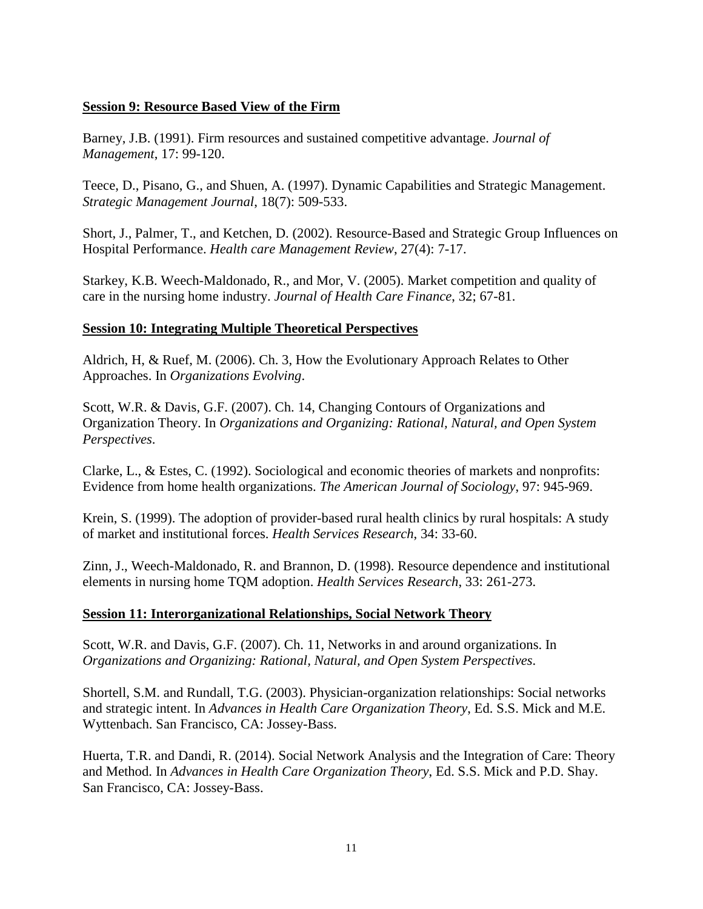**Session 9: Resource Based View of the Firm**

Barney, J.B. (1991). Firm resources and sustained competitive advantage. *Journal of Management*, 17: 99-120.

Teece, D., Pisano, G., and Shuen, A. (1997). Dynamic Capabilities and Strategic Management. *Strategic Management Journal*, 18(7): 509-533.

Short, J., Palmer, T., and Ketchen, D. (2002). Resource-Based and Strategic Group Influences on Hospital Performance. *Health care Management Review*, 27(4): 7-17.

Starkey, K.B. Weech-Maldonado, R., and Mor, V. (2005). Market competition and quality of care in the nursing home industry. *Journal of Health Care Finance*, 32; 67-81.

**Session 10: Integrating Multiple Theoretical Perspectives**

Aldrich, H, & Ruef, M. (2006). Ch. 3, How the Evolutionary Approach Relates to Other Approaches. In *Organizations Evolving*.

Scott, W.R. & Davis, G.F. (2007). Ch. 14, Changing Contours of Organizations and Organization Theory. In *Organizations and Organizing: Rational, Natural, and Open System Perspectives*.

Clarke, L., & Estes, C. (1992). Sociological and economic theories of markets and nonprofits: Evidence from home health organizations. *The American Journal of Sociology*, 97: 945-969.

Krein, S. (1999). The adoption of provider-based rural health clinics by rural hospitals: A study of market and institutional forces. *Health Services Research*, 34: 33-60.

Zinn, J., Weech-Maldonado, R. and Brannon, D. (1998). Resource dependence and institutional elements in nursing home TQM adoption. *Health Services Research*, 33: 261-273.

**Session 11: Interorganizational Relationships, Social Network Theory**

Scott, W.R. and Davis, G.F. (2007). Ch. 11, Networks in and around organizations. In *Organizations and Organizing: Rational, Natural, and Open System Perspectives*.

Shortell, S.M. and Rundall, T.G. (2003). Physician-organization relationships: Social networks and strategic intent. In *Advances in Health Care Organization Theory*, Ed. S.S. Mick and M.E. Wyttenbach. San Francisco, CA: Jossey-Bass.

Huerta, T.R. and Dandi, R. (2014). Social Network Analysis and the Integration of Care: Theory and Method. In *Advances in Health Care Organization Theory*, Ed. S.S. Mick and P.D. Shay. San Francisco, CA: Jossey-Bass.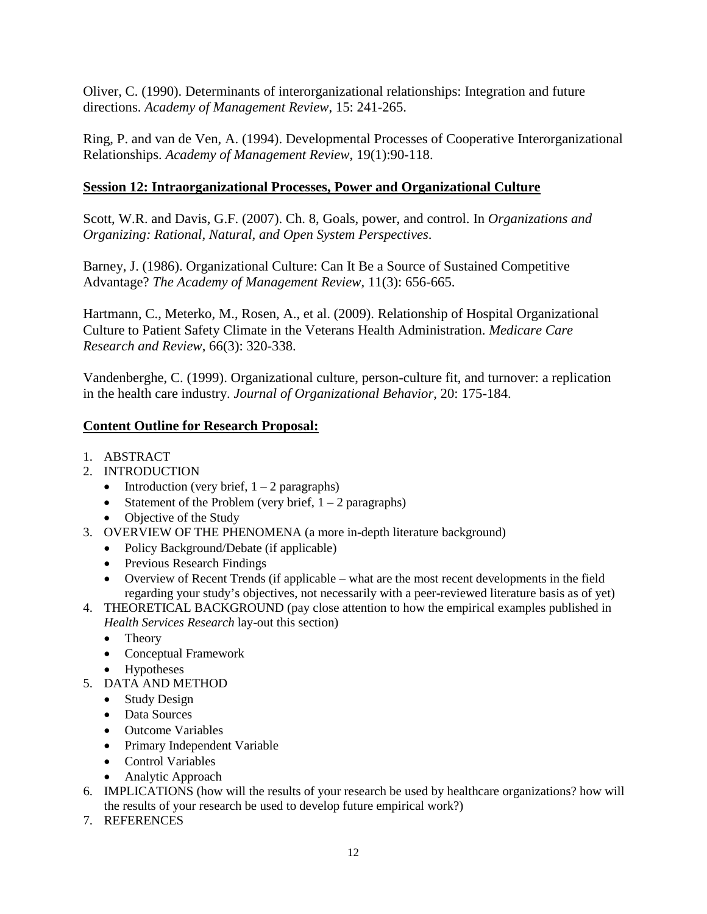Oliver, C. (1990). Determinants of interorganizational relationships: Integration and future directions. *Academy of Management Review*, 15: 241-265.

Ring, P. and van de Ven, A. (1994). Developmental Processes of Cooperative Interorganizational Relationships. *Academy of Management Review*, 19(1):90-118.

**Session 12: Intraorganizational Processes, Power and Organizational Culture**

Scott, W.R. and Davis, G.F. (2007). Ch. 8, Goals, power, and control. In *Organizations and Organizing: Rational, Natural, and Open System Perspectives*.

Barney, J. (1986). Organizational Culture: Can It Be a Source of Sustained Competitive Advantage? *The Academy of Management Review*, 11(3): 656-665.

Hartmann, C., Meterko, M., Rosen, A., et al. (2009). Relationship of Hospital Organizational Culture to Patient Safety Climate in the Veterans Health Administration. *Medicare Care Research and Review*, 66(3): 320-338.

Vandenberghe, C. (1999). Organizational culture, person-culture fit, and turnover: a replication in the health care industry. *Journal of Organizational Behavior*, 20: 175-184.

**Content Outline for Research Proposal:**

1. ABSTRACT
2. INTRODUCTION
   - Introduction (very brief, 1 – 2 paragraphs)
   - Statement of the Problem (very brief, 1 – 2 paragraphs)
   - Objective of the Study
3. OVERVIEW OF THE PHENOMENA (a more in-depth literature background)
   - Policy Background/Debate (if applicable)
   - Previous Research Findings
   - Overview of Recent Trends (if applicable – what are the most recent developments in the field regarding your study's objectives, not necessarily with a peer-reviewed literature basis as of yet)
4. THEORETICAL BACKGROUND (pay close attention to how the empirical examples published in *Health Services Research* lay-out this section)
   - Theory
   - Conceptual Framework
   - Hypotheses
5. DATA AND METHOD
   - Study Design
   - Data Sources
   - Outcome Variables
   - Primary Independent Variable
   - Control Variables
   - Analytic Approach
6. IMPLICATIONS (how will the results of your research be used by healthcare organizations? how will the results of your research be used to develop future empirical work?)
7. REFERENCES